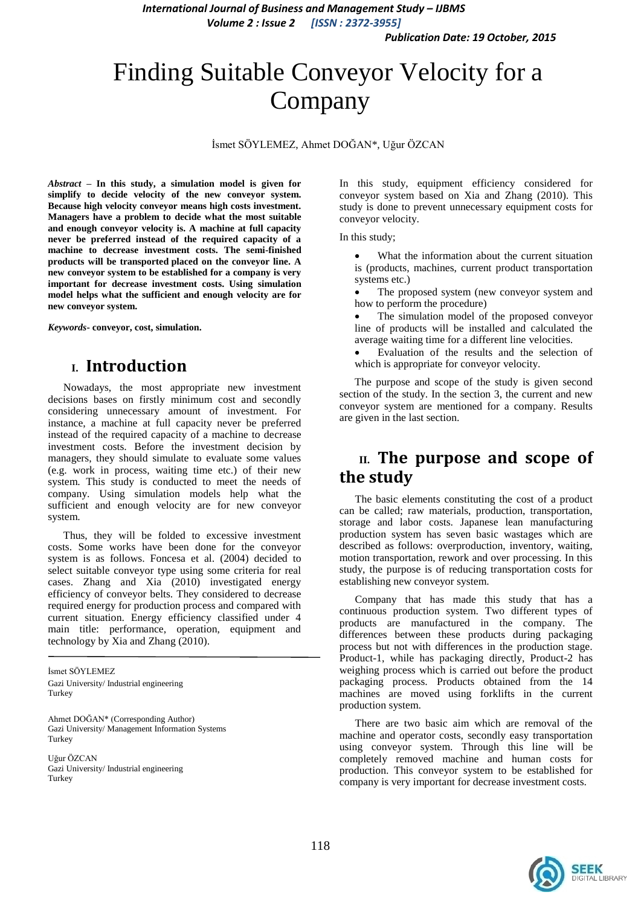# Finding Suitable Conveyor Velocity for a Company

İsmet SÖYLEMEZ, Ahmet DOĞAN*, Uğur ÖZCAN

***Abstract* – In this study, a simulation model is given for simplify to decide velocity of the new conveyor system. Because high velocity conveyor means high costs investment. Managers have a problem to decide what the most suitable and enough conveyor velocity is. A machine at full capacity never be preferred instead of the required capacity of a machine to decrease investment costs. The semi-finished products will be transported placed on the conveyor line. A new conveyor system to be established for a company is very important for decrease investment costs. Using simulation model helps what the sufficient and enough velocity are for new conveyor system.**

***Keywords*- conveyor, cost, simulation.**

## I. Introduction

Nowadays, the most appropriate new investment decisions bases on firstly minimum cost and secondly considering unnecessary amount of investment. For instance, a machine at full capacity never be preferred instead of the required capacity of a machine to decrease investment costs. Before the investment decision by managers, they should simulate to evaluate some values (e.g. work in process, waiting time etc.) of their new system. This study is conducted to meet the needs of company. Using simulation models help what the sufficient and enough velocity are for new conveyor system.

Thus, they will be folded to excessive investment costs. Some works have been done for the conveyor system is as follows. Foncesa et al. (2004) decided to select suitable conveyor type using some criteria for real cases. Zhang and Xia (2010) investigated energy efficiency of conveyor belts. They considered to decrease required energy for production process and compared with current situation. Energy efficiency classified under 4 main title: performance, operation, equipment and technology by Xia and Zhang (2010).

In this study, equipment efficiency considered for conveyor system based on Xia and Zhang (2010). This study is done to prevent unnecessary equipment costs for conveyor velocity.

In this study;

- What the information about the current situation is (products, machines, current product transportation systems etc.)
- The proposed system (new conveyor system and how to perform the procedure)
- The simulation model of the proposed conveyor line of products will be installed and calculated the average waiting time for a different line velocities.
- Evaluation of the results and the selection of which is appropriate for conveyor velocity.

The purpose and scope of the study is given second section of the study. In the section 3, the current and new conveyor system are mentioned for a company. Results are given in the last section.

## II. The purpose and scope of the study

The basic elements constituting the cost of a product can be called; raw materials, production, transportation, storage and labor costs. Japanese lean manufacturing production system has seven basic wastages which are described as follows: overproduction, inventory, waiting, motion transportation, rework and over processing. In this study, the purpose is of reducing transportation costs for establishing new conveyor system.

Company that has made this study that has a continuous production system. Two different types of products are manufactured in the company. The differences between these products during packaging process but not with differences in the production stage. Product-1, while has packaging directly, Product-2 has weighing process which is carried out before the product packaging process. Products obtained from the 14 machines are moved using forklifts in the current production system.

There are two basic aim which are removal of the machine and operator costs, secondly easy transportation using conveyor system. Through this line will be completely removed machine and human costs for production. This conveyor system to be established for company is very important for decrease investment costs.

---

İsmet SÖYLEMEZ
Gazi University/ Industrial engineering
Turkey

Ahmet DOĞAN* (Corresponding Author)
Gazi University/ Management Information Systems
Turkey

Uğur ÖZCAN
Gazi University/ Industrial engineering
Turkey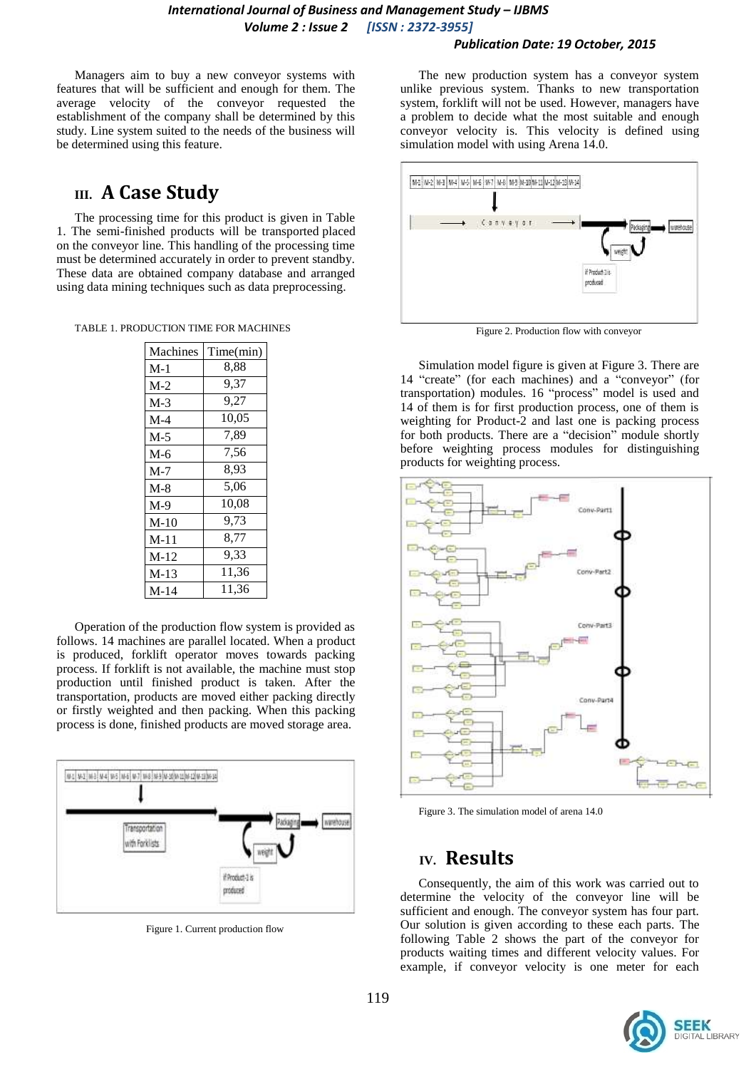Managers aim to buy a new conveyor systems with features that will be sufficient and enough for them. The average velocity of the conveyor requested the establishment of the company shall be determined by this study. Line system suited to the needs of the business will be determined using this feature.

## III. A Case Study

The processing time for this product is given in Table 1. The semi-finished products will be transported placed on the conveyor line. This handling of the processing time must be determined accurately in order to prevent standby. These data are obtained company database and arranged using data mining techniques such as data preprocessing.

TABLE 1. PRODUCTION TIME FOR MACHINES

| Machines | Time(min) |
|---|---|
| M-1 | 8,88 |
| M-2 | 9,37 |
| M-3 | 9,27 |
| M-4 | 10,05 |
| M-5 | 7,89 |
| M-6 | 7,56 |
| M-7 | 8,93 |
| M-8 | 5,06 |
| M-9 | 10,08 |
| M-10 | 9,73 |
| M-11 | 8,77 |
| M-12 | 9,33 |
| M-13 | 11,36 |
| M-14 | 11,36 |

Operation of the production flow system is provided as follows. 14 machines are parallel located. When a product is produced, forklift operator moves towards packing process. If forklift is not available, the machine must stop production until finished product is taken. After the transportation, products are moved either packing directly or firstly weighted and then packing. When this packing process is done, finished products are moved storage area.

Figure 1. Current production flow

The new production system has a conveyor system unlike previous system. Thanks to new transportation system, forklift will not be used. However, managers have a problem to decide what the most suitable and enough conveyor velocity is. This velocity is defined using simulation model with using Arena 14.0.

Figure 2. Production flow with conveyor

Simulation model figure is given at Figure 3. There are 14 "create" (for each machines) and a "conveyor" (for transportation) modules. 16 "process" model is used and 14 of them is for first production process, one of them is weighting for Product-2 and last one is packing process for both products. There are a "decision" module shortly before weighting process modules for distinguishing products for weighting process.

Figure 3. The simulation model of arena 14.0

## IV. Results

Consequently, the aim of this work was carried out to determine the velocity of the conveyor line will be sufficient and enough. The conveyor system has four part. Our solution is given according to these each parts. The following Table 2 shows the part of the conveyor for products waiting times and different velocity values. For example, if conveyor velocity is one meter for each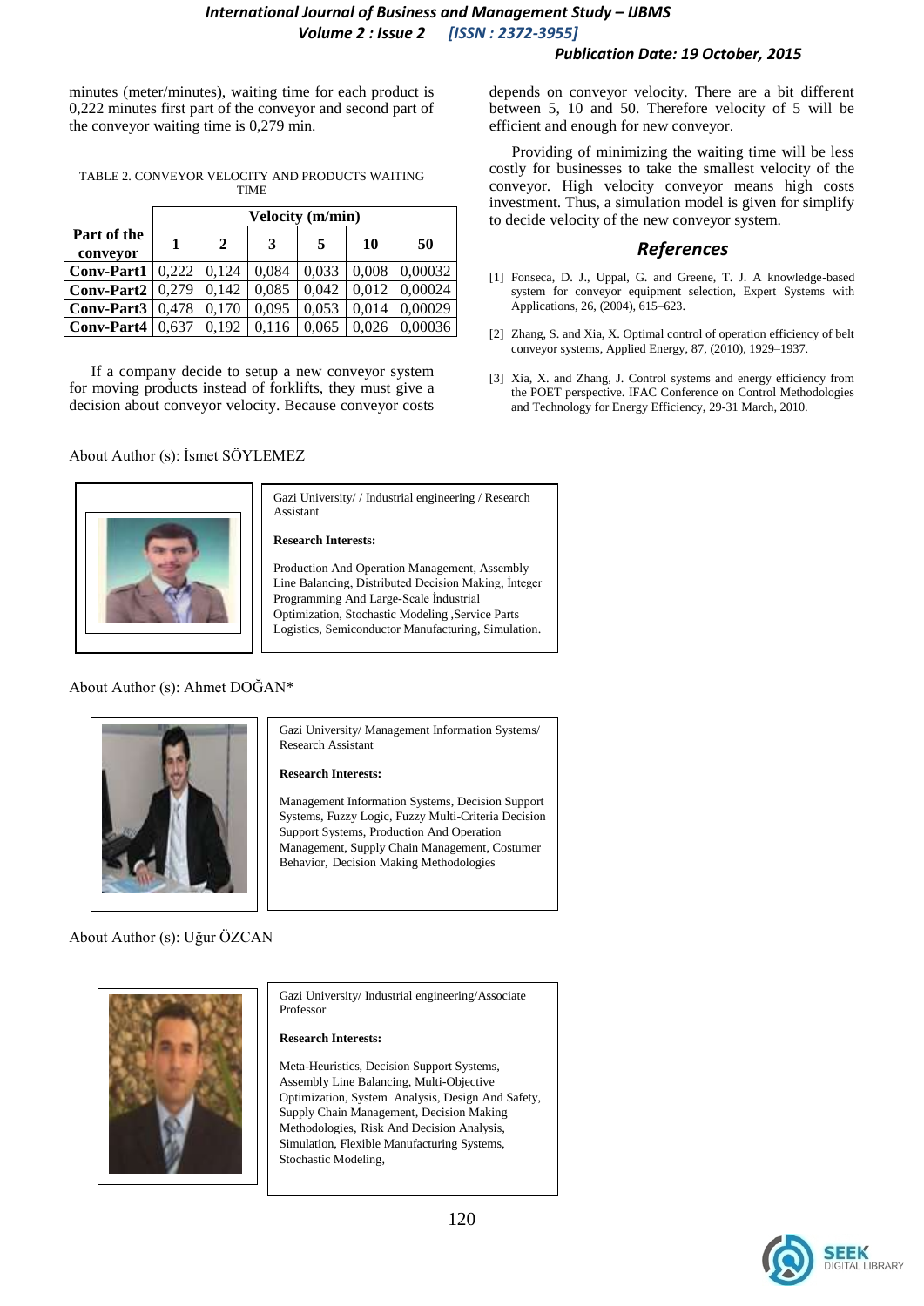minutes (meter/minutes), waiting time for each product is 0,222 minutes first part of the conveyor and second part of the conveyor waiting time is 0,279 min.

TABLE 2. CONVEYOR VELOCITY AND PRODUCTS WAITING TIME

| Part of the conveyor | Velocity (m/min) | | | | | |
|---|---|---|---|---|---|---|
| | 1 | 2 | 3 | 5 | 10 | 50 |
| Conv-Part1 | 0,222 | 0,124 | 0,084 | 0,033 | 0,008 | 0,00032 |
| Conv-Part2 | 0,279 | 0,142 | 0,085 | 0,042 | 0,012 | 0,00024 |
| Conv-Part3 | 0,478 | 0,170 | 0,095 | 0,053 | 0,014 | 0,00029 |
| Conv-Part4 | 0,637 | 0,192 | 0,116 | 0,065 | 0,026 | 0,00036 |

If a company decide to setup a new conveyor system for moving products instead of forklifts, they must give a decision about conveyor velocity. Because conveyor costs depends on conveyor velocity. There are a bit different between 5, 10 and 50. Therefore velocity of 5 will be efficient and enough for new conveyor.

Providing of minimizing the waiting time will be less costly for businesses to take the smallest velocity of the conveyor. High velocity conveyor means high costs investment. Thus, a simulation model is given for simplify to decide velocity of the new conveyor system.

## References

[1] Fonseca, D. J., Uppal, G. and Greene, T. J. A knowledge-based system for conveyor equipment selection, Expert Systems with Applications, 26, (2004), 615–623.

[2] Zhang, S. and Xia, X. Optimal control of operation efficiency of belt conveyor systems, Applied Energy, 87, (2010), 1929–1937.

[3] Xia, X. and Zhang, J. Control systems and energy efficiency from the POET perspective. IFAC Conference on Control Methodologies and Technology for Energy Efficiency, 29-31 March, 2010.

About Author (s): İsmet SÖYLEMEZ

Gazi University/ / Industrial engineering / Research Assistant

**Research Interests:**

Production And Operation Management, Assembly Line Balancing, Distributed Decision Making, İnteger Programming And Large-Scale İndustrial Optimization, Stochastic Modeling ,Service Parts Logistics, Semiconductor Manufacturing, Simulation.

About Author (s): Ahmet DOĞAN*

Gazi University/ Management Information Systems/ Research Assistant

**Research Interests:**

Management Information Systems, Decision Support Systems, Fuzzy Logic, Fuzzy Multi-Criteria Decision Support Systems, Production And Operation Management, Supply Chain Management, Costumer Behavior, Decision Making Methodologies

About Author (s): Uğur ÖZCAN

Gazi University/ Industrial engineering/Associate Professor

**Research Interests:**

Meta-Heuristics, Decision Support Systems, Assembly Line Balancing, Multi-Objective Optimization, System Analysis, Design And Safety, Supply Chain Management, Decision Making Methodologies, Risk And Decision Analysis, Simulation, Flexible Manufacturing Systems, Stochastic Modeling,